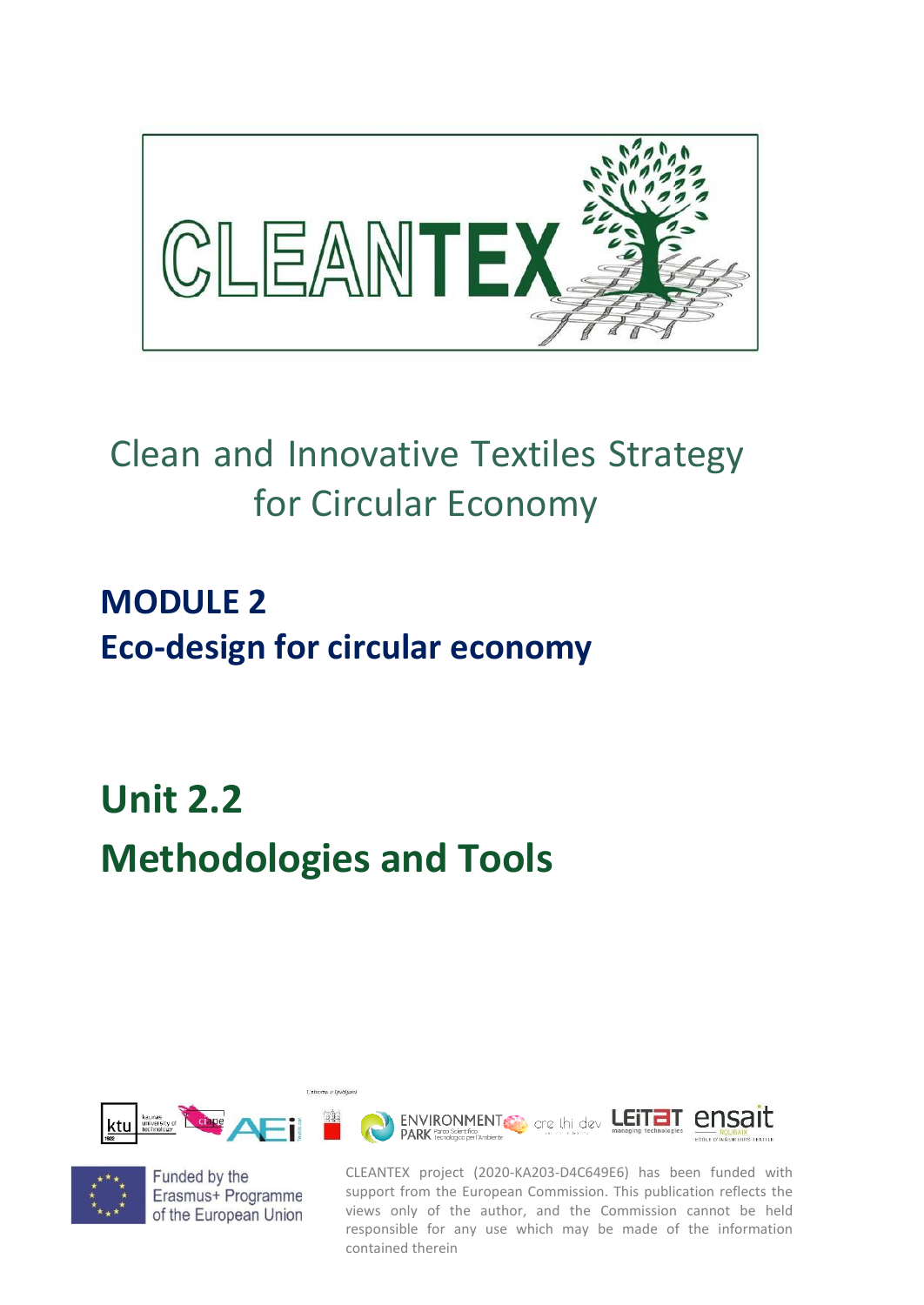# CLEANTEX

## Clean and Innovative Textiles Strategy for Circular Economy

## MODULE 2
## Eco-design for circular economy

# Unit 2.2
# Methodologies and Tools

Funded by the Erasmus+ Programme of the European Union

CLEANTEX project (2020-KA203-D4C649E6) has been funded with support from the European Commission. This publication reflects the views only of the author, and the Commission cannot be held responsible for any use which may be made of the information contained therein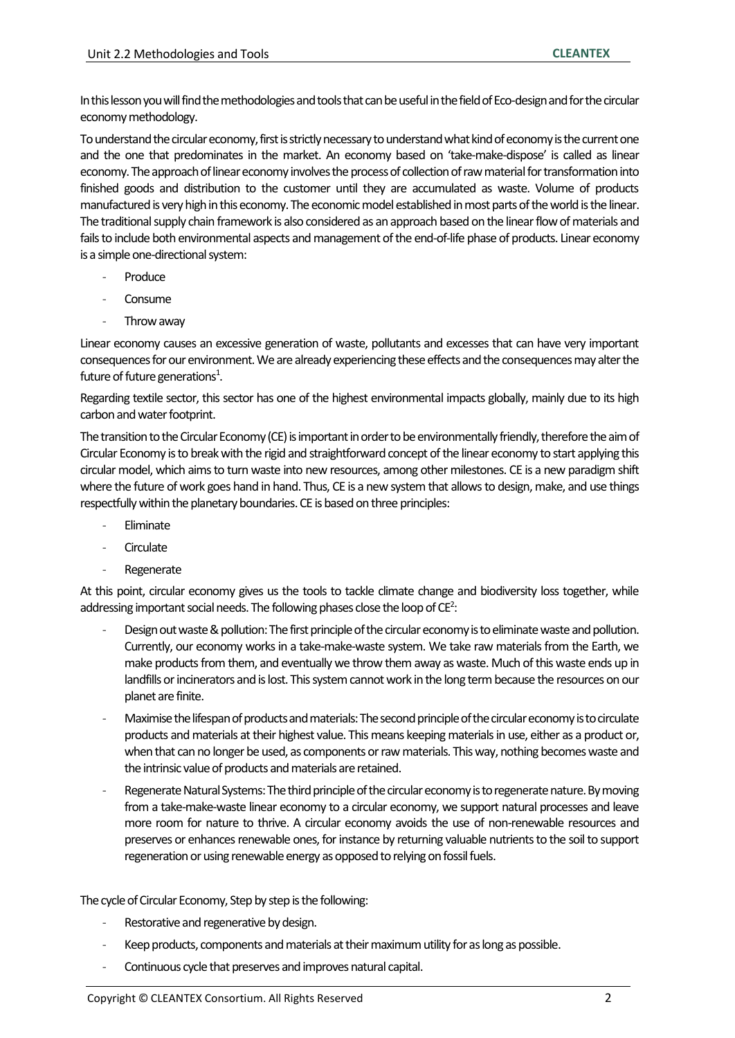In this lesson you will find the methodologies and tools that can be useful in the field of Eco-design and for the circular economy methodology.

To understand the circular economy, first is strictly necessary to understand what kind of economy is the current one and the one that predominates in the market. An economy based on 'take-make-dispose' is called as linear economy. The approach of linear economy involves the process of collection of raw material for transformation into finished goods and distribution to the customer until they are accumulated as waste. Volume of products manufactured is very high in this economy. The economic model established in most parts of the world is the linear. The traditional supply chain framework is also considered as an approach based on the linear flow of materials and fails to include both environmental aspects and management of the end-of-life phase of products. Linear economy is a simple one-directional system:

- Produce
- Consume
- Throw away

Linear economy causes an excessive generation of waste, pollutants and excesses that can have very important consequences for our environment. We are already experiencing these effects and the consequences may alter the future of future generations[1].

Regarding textile sector, this sector has one of the highest environmental impacts globally, mainly due to its high carbon and water footprint.

The transition to the Circular Economy (CE) is important in order to be environmentally friendly, therefore the aim of Circular Economy is to break with the rigid and straightforward concept of the linear economy to start applying this circular model, which aims to turn waste into new resources, among other milestones. CE is a new paradigm shift where the future of work goes hand in hand. Thus, CE is a new system that allows to design, make, and use things respectfully within the planetary boundaries. CE is based on three principles:

- Eliminate
- Circulate
- Regenerate

At this point, circular economy gives us the tools to tackle climate change and biodiversity loss together, while addressing important social needs. The following phases close the loop of CE[2]:

- Design out waste & pollution: The first principle of the circular economy is to eliminate waste and pollution. Currently, our economy works in a take-make-waste system. We take raw materials from the Earth, we make products from them, and eventually we throw them away as waste. Much of this waste ends up in landfills or incinerators and is lost. This system cannot work in the long term because the resources on our planet are finite.
- Maximise the lifespan of products and materials: The second principle of the circular economy is to circulate products and materials at their highest value. This means keeping materials in use, either as a product or, when that can no longer be used, as components or raw materials. This way, nothing becomes waste and the intrinsic value of products and materials are retained.
- Regenerate Natural Systems: The third principle of the circular economy is to regenerate nature. By moving from a take-make-waste linear economy to a circular economy, we support natural processes and leave more room for nature to thrive. A circular economy avoids the use of non-renewable resources and preserves or enhances renewable ones, for instance by returning valuable nutrients to the soil to support regeneration or using renewable energy as opposed to relying on fossil fuels.

The cycle of Circular Economy, Step by step is the following:

- Restorative and regenerative by design.
- Keep products, components and materials at their maximum utility for as long as possible.
- Continuous cycle that preserves and improves natural capital.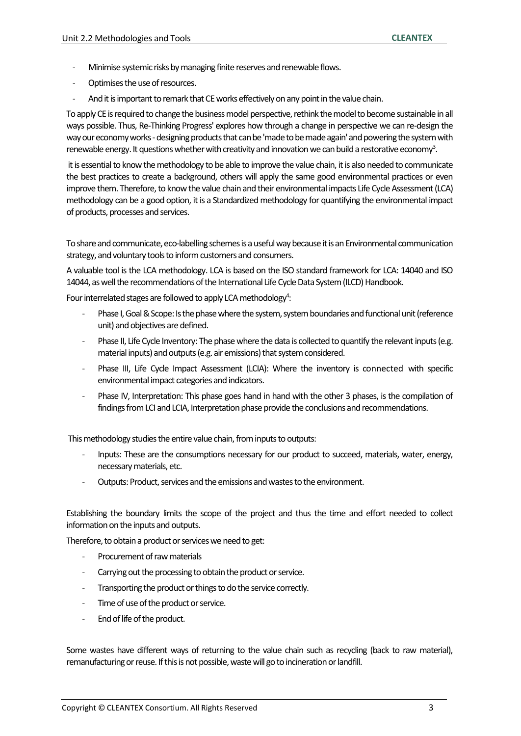- Minimise systemic risks by managing finite reserves and renewable flows.
- Optimises the use of resources.
- And it is important to remark that CE works effectively on any point in the value chain.

To apply CE is required to change the business model perspective, rethink the model to become sustainable in all ways possible. Thus, Re-Thinking Progress' explores how through a change in perspective we can re-design the way our economy works - designing products that can be 'made to be made again' and powering the system with renewable energy. It questions whether with creativity and innovation we can build a restorative economy[3].

it is essential to know the methodology to be able to improve the value chain, it is also needed to communicate the best practices to create a background, others will apply the same good environmental practices or even improve them. Therefore, to know the value chain and their environmental impacts Life Cycle Assessment (LCA) methodology can be a good option, it is a Standardized methodology for quantifying the environmental impact of products, processes and services.

To share and communicate, eco-labelling schemes is a useful way because it is an Environmental communication strategy, and voluntary tools to inform customers and consumers.

A valuable tool is the LCA methodology. LCA is based on the ISO standard framework for LCA: 14040 and ISO 14044, as well the recommendations of the International Life Cycle Data System (ILCD) Handbook.

Four interrelated stages are followed to apply LCA methodology[4]:

- Phase I, Goal & Scope: Is the phase where the system, system boundaries and functional unit (reference unit) and objectives are defined.
- Phase II, Life Cycle Inventory: The phase where the data is collected to quantify the relevant inputs (e.g. material inputs) and outputs (e.g. air emissions) that system considered.
- Phase III, Life Cycle Impact Assessment (LCIA): Where the inventory is connected with specific environmental impact categories and indicators.
- Phase IV, Interpretation: This phase goes hand in hand with the other 3 phases, is the compilation of findings from LCI and LCIA, Interpretation phase provide the conclusions and recommendations.

This methodology studies the entire value chain, from inputs to outputs:

- Inputs: These are the consumptions necessary for our product to succeed, materials, water, energy, necessary materials, etc.
- Outputs: Product, services and the emissions and wastes to the environment.

Establishing the boundary limits the scope of the project and thus the time and effort needed to collect information on the inputs and outputs.

Therefore, to obtain a product or services we need to get:

- Procurement of raw materials
- Carrying out the processing to obtain the product or service.
- Transporting the product or things to do the service correctly.
- Time of use of the product or service.
- End of life of the product.

Some wastes have different ways of returning to the value chain such as recycling (back to raw material), remanufacturing or reuse. If this is not possible, waste will go to incineration or landfill.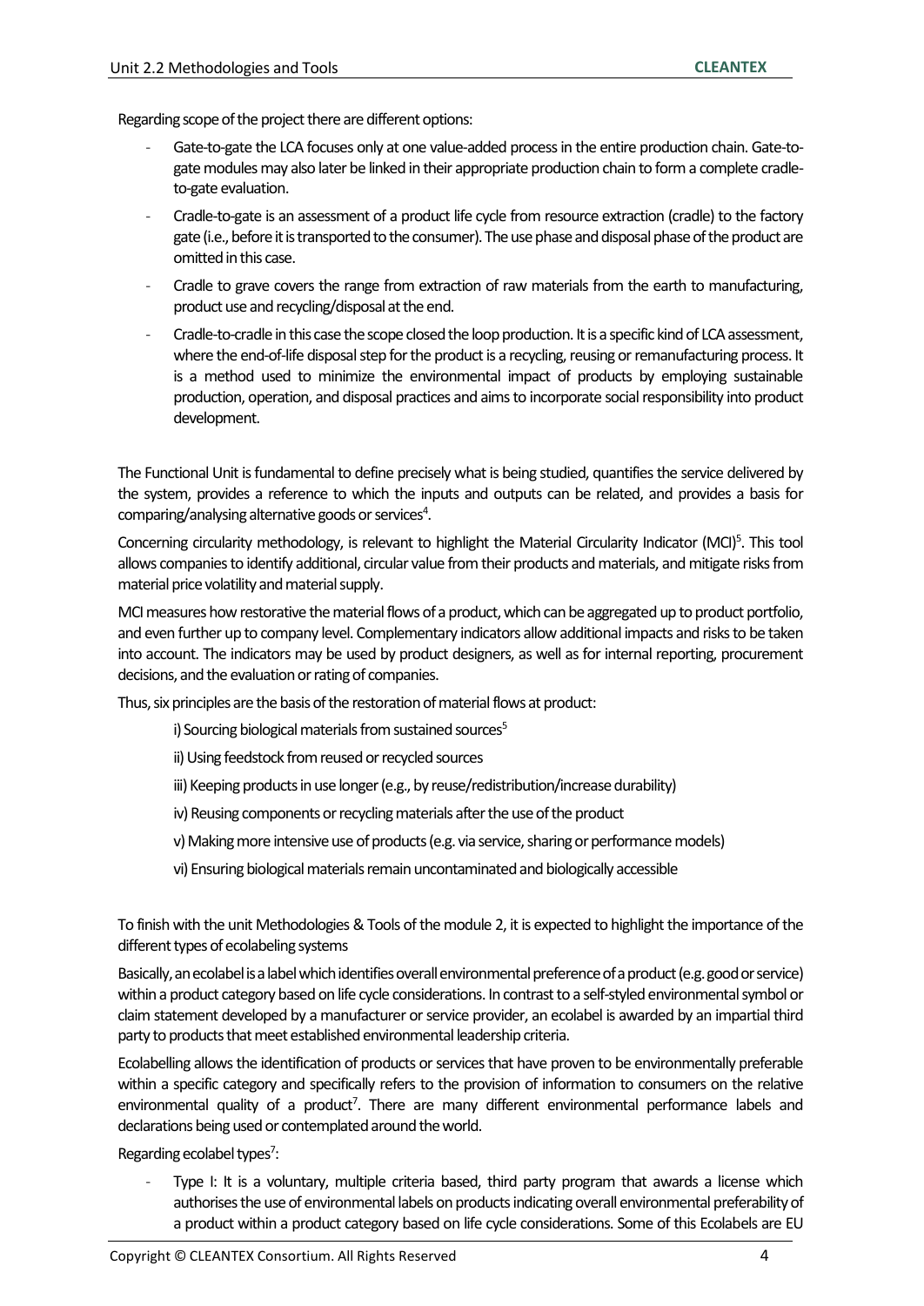Regarding scope of the project there are different options:

- Gate-to-gate the LCA focuses only at one value-added process in the entire production chain. Gate-to-gate modules may also later be linked in their appropriate production chain to form a complete cradle-to-gate evaluation.
- Cradle-to-gate is an assessment of a product life cycle from resource extraction (cradle) to the factory gate (i.e., before it is transported to the consumer). The use phase and disposal phase of the product are omitted in this case.
- Cradle to grave covers the range from extraction of raw materials from the earth to manufacturing, product use and recycling/disposal at the end.
- Cradle-to-cradle in this case the scope closed the loop production. It is a specific kind of LCA assessment, where the end-of-life disposal step for the product is a recycling, reusing or remanufacturing process. It is a method used to minimize the environmental impact of products by employing sustainable production, operation, and disposal practices and aims to incorporate social responsibility into product development.

The Functional Unit is fundamental to define precisely what is being studied, quantifies the service delivered by the system, provides a reference to which the inputs and outputs can be related, and provides a basis for comparing/analysing alternative goods or services[4].

Concerning circularity methodology, is relevant to highlight the Material Circularity Indicator (MCI)[5]. This tool allows companies to identify additional, circular value from their products and materials, and mitigate risks from material price volatility and material supply.

MCI measures how restorative the material flows of a product, which can be aggregated up to product portfolio, and even further up to company level. Complementary indicators allow additional impacts and risks to be taken into account. The indicators may be used by product designers, as well as for internal reporting, procurement decisions, and the evaluation or rating of companies.

Thus, six principles are the basis of the restoration of material flows at product:

i) Sourcing biological materials from sustained sources[5]

ii) Using feedstock from reused or recycled sources

iii) Keeping products in use longer (e.g., by reuse/redistribution/increase durability)

iv) Reusing components or recycling materials after the use of the product

v) Making more intensive use of products (e.g. via service, sharing or performance models)

vi) Ensuring biological materials remain uncontaminated and biologically accessible

To finish with the unit Methodologies & Tools of the module 2, it is expected to highlight the importance of the different types of ecolabeling systems

Basically, an ecolabel is a label which identifies overall environmental preference of a product (e.g. good or service) within a product category based on life cycle considerations. In contrast to a self-styled environmental symbol or claim statement developed by a manufacturer or service provider, an ecolabel is awarded by an impartial third party to products that meet established environmental leadership criteria.

Ecolabelling allows the identification of products or services that have proven to be environmentally preferable within a specific category and specifically refers to the provision of information to consumers on the relative environmental quality of a product[7]. There are many different environmental performance labels and declarations being used or contemplated around the world.

Regarding ecolabel types[7]:

- Type I: It is a voluntary, multiple criteria based, third party program that awards a license which authorises the use of environmental labels on products indicating overall environmental preferability of a product within a product category based on life cycle considerations. Some of this Ecolabels are EU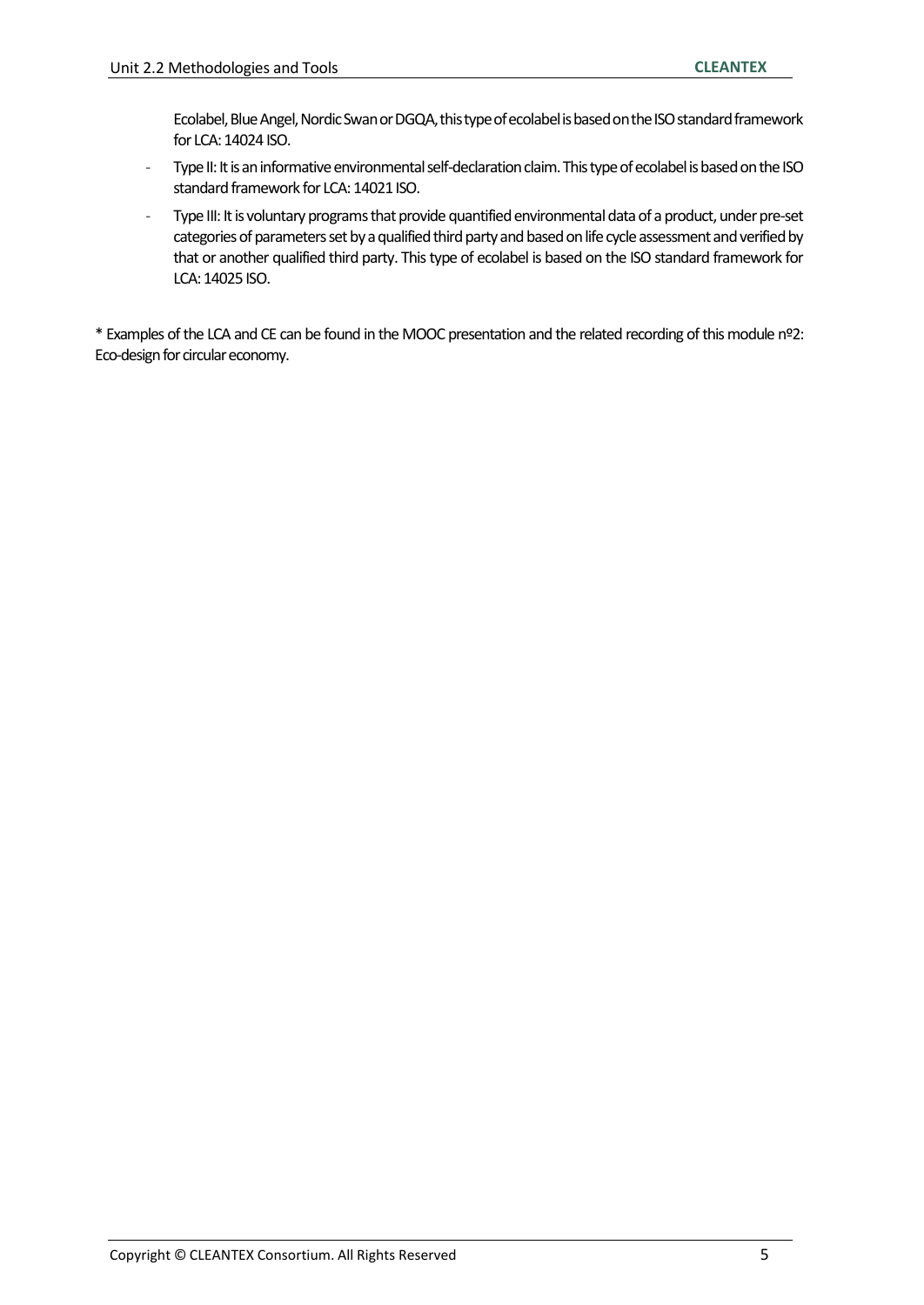Ecolabel, Blue Angel, Nordic Swan or DGQA, this type of ecolabel is based on the ISO standard framework for LCA: 14024 ISO.

- Type II: It is an informative environmental self-declaration claim. This type of ecolabel is based on the ISO standard framework for LCA: 14021 ISO.
- Type III: It is voluntary programs that provide quantified environmental data of a product, under pre-set categories of parameters set by a qualified third party and based on life cycle assessment and verified by that or another qualified third party. This type of ecolabel is based on the ISO standard framework for LCA: 14025 ISO.

* Examples of the LCA and CE can be found in the MOOC presentation and the related recording of this module nº2: Eco-design for circular economy.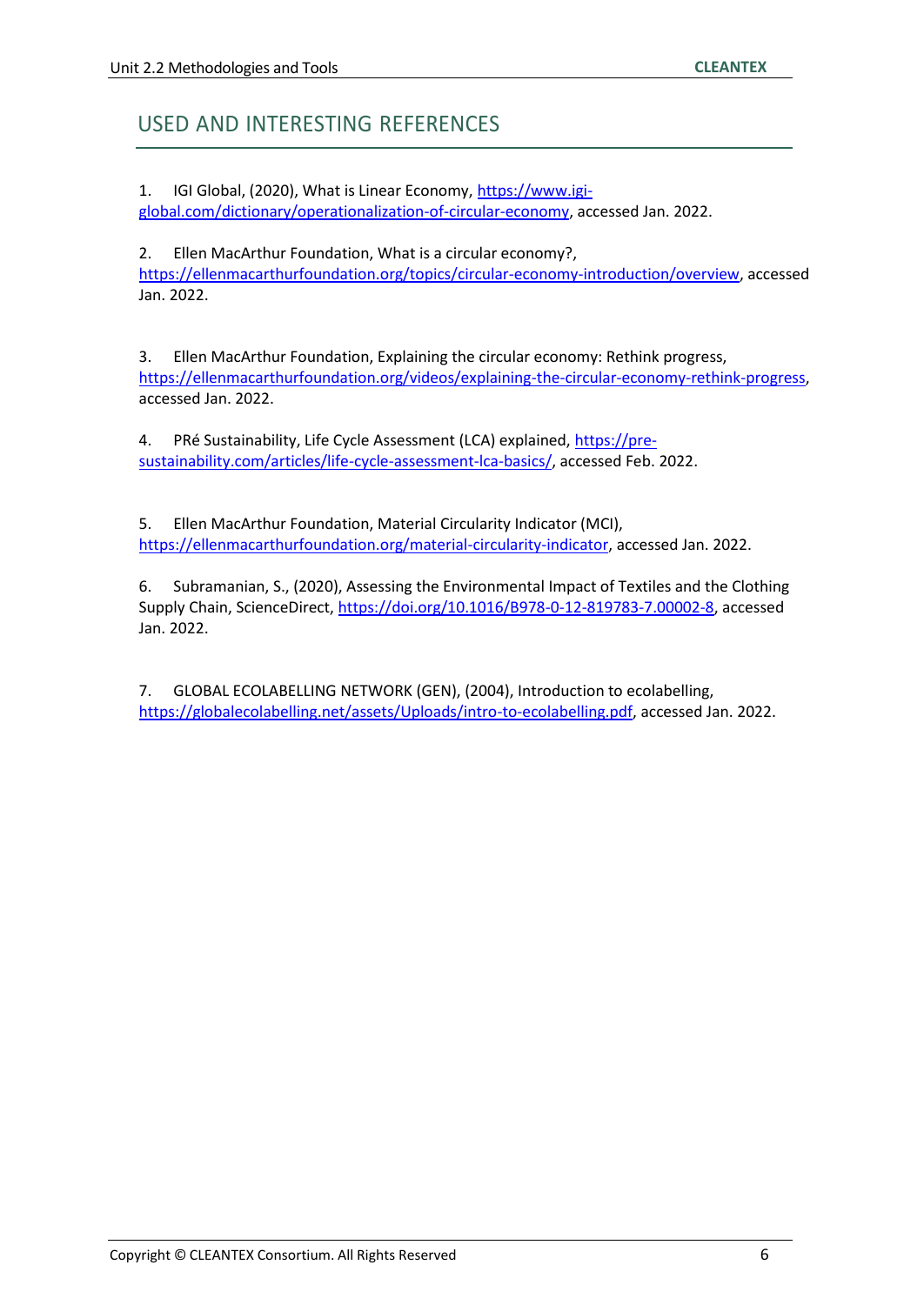## USED AND INTERESTING REFERENCES

1. IGI Global, (2020), What is Linear Economy, https://www.igi-global.com/dictionary/operationalization-of-circular-economy, accessed Jan. 2022.

2. Ellen MacArthur Foundation, What is a circular economy?, https://ellenmacarthurfoundation.org/topics/circular-economy-introduction/overview, accessed Jan. 2022.

3. Ellen MacArthur Foundation, Explaining the circular economy: Rethink progress, https://ellenmacarthurfoundation.org/videos/explaining-the-circular-economy-rethink-progress, accessed Jan. 2022.

4. PRé Sustainability, Life Cycle Assessment (LCA) explained, https://pre-sustainability.com/articles/life-cycle-assessment-lca-basics/, accessed Feb. 2022.

5. Ellen MacArthur Foundation, Material Circularity Indicator (MCI), https://ellenmacarthurfoundation.org/material-circularity-indicator, accessed Jan. 2022.

6. Subramanian, S., (2020), Assessing the Environmental Impact of Textiles and the Clothing Supply Chain, ScienceDirect, https://doi.org/10.1016/B978-0-12-819783-7.00002-8, accessed Jan. 2022.

7. GLOBAL ECOLABELLING NETWORK (GEN), (2004), Introduction to ecolabelling, https://globalecolabelling.net/assets/Uploads/intro-to-ecolabelling.pdf, accessed Jan. 2022.